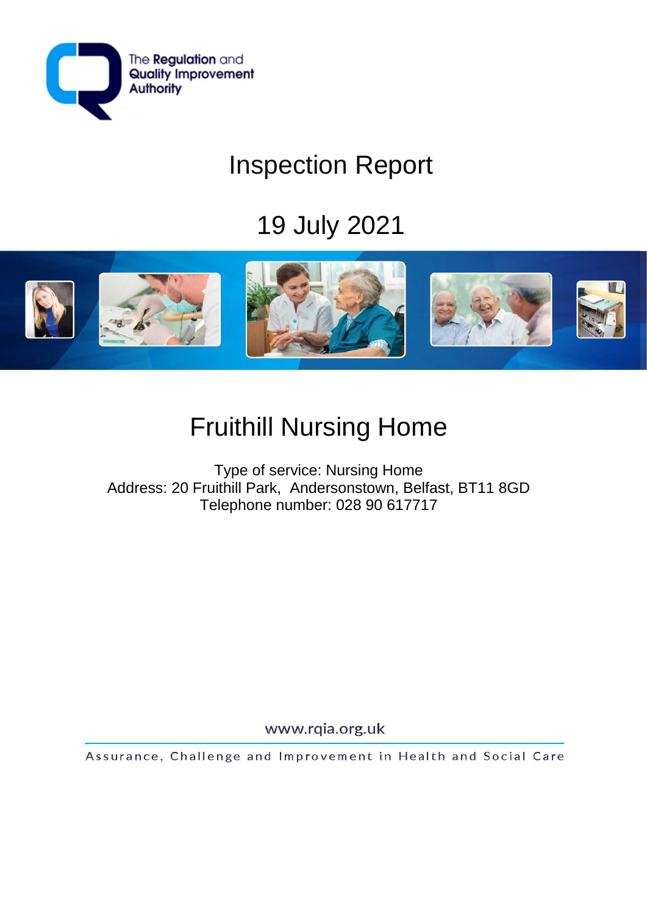The Regulation and Quality Improvement Authority

# Inspection Report

## 19 July 2021

# Fruithill Nursing Home

Type of service: Nursing Home
Address: 20 Fruithill Park, Andersonstown, Belfast, BT11 8GD
Telephone number: 028 90 617717

www.rqia.org.uk

Assurance, Challenge and Improvement in Health and Social Care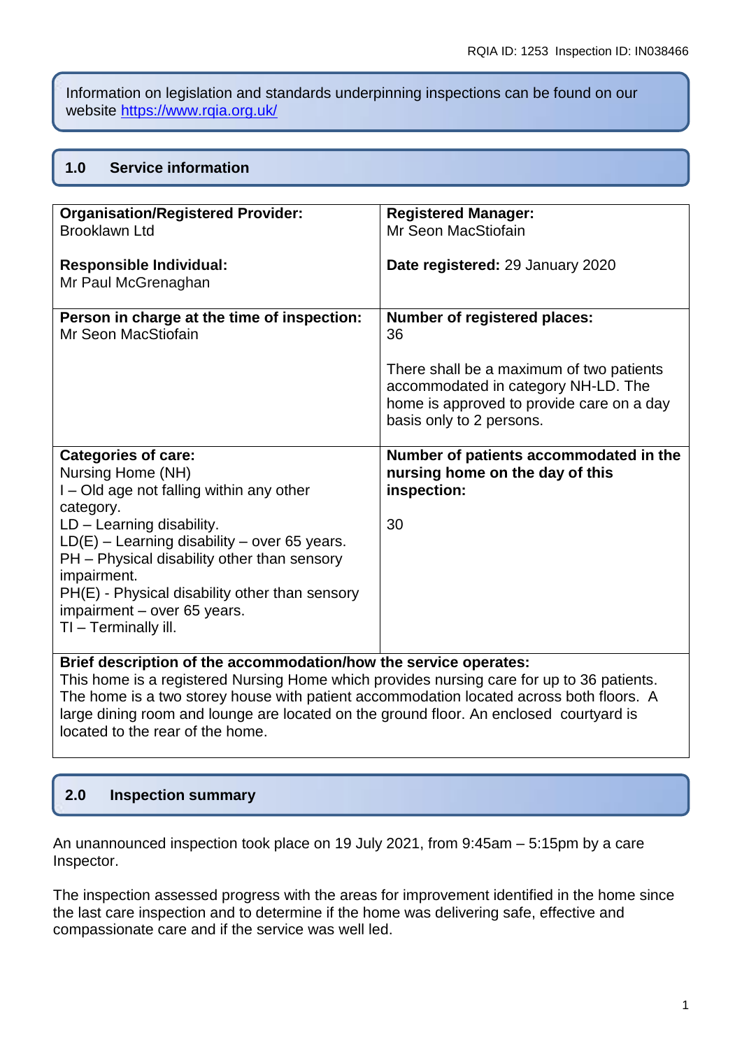Information on legislation and standards underpinning inspections can be found on our website https://www.rqia.org.uk/

## 1.0 Service information

| | |
|---|---|
| **Organisation/Registered Provider:**<br>Brooklawn Ltd<br><br>**Responsible Individual:**<br>Mr Paul McGrenaghan | **Registered Manager:**<br>Mr Seon MacStiofain<br><br>**Date registered:** 29 January 2020 |
| **Person in charge at the time of inspection:**<br>Mr Seon MacStiofain | **Number of registered places:**<br>36<br><br>There shall be a maximum of two patients accommodated in category NH-LD. The home is approved to provide care on a day basis only to 2 persons. |
| **Categories of care:**<br>Nursing Home (NH)<br>I – Old age not falling within any other category.<br>LD – Learning disability.<br>LD(E) – Learning disability – over 65 years.<br>PH – Physical disability other than sensory impairment.<br>PH(E) - Physical disability other than sensory impairment – over 65 years.<br>TI – Terminally ill. | **Number of patients accommodated in the nursing home on the day of this inspection:**<br><br>30 |
| **Brief description of the accommodation/how the service operates:**<br>This home is a registered Nursing Home which provides nursing care for up to 36 patients. The home is a two storey house with patient accommodation located across both floors. A large dining room and lounge are located on the ground floor. An enclosed courtyard is located to the rear of the home. | |

## 2.0 Inspection summary

An unannounced inspection took place on 19 July 2021, from 9:45am – 5:15pm by a care Inspector.

The inspection assessed progress with the areas for improvement identified in the home since the last care inspection and to determine if the home was delivering safe, effective and compassionate care and if the service was well led.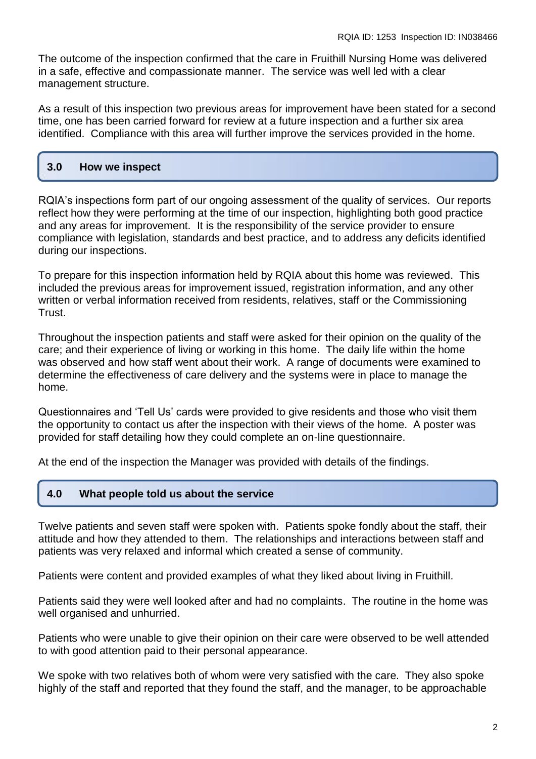The outcome of the inspection confirmed that the care in Fruithill Nursing Home was delivered in a safe, effective and compassionate manner. The service was well led with a clear management structure.

As a result of this inspection two previous areas for improvement have been stated for a second time, one has been carried forward for review at a future inspection and a further six area identified. Compliance with this area will further improve the services provided in the home.

## 3.0 How we inspect

RQIA's inspections form part of our ongoing assessment of the quality of services. Our reports reflect how they were performing at the time of our inspection, highlighting both good practice and any areas for improvement. It is the responsibility of the service provider to ensure compliance with legislation, standards and best practice, and to address any deficits identified during our inspections.

To prepare for this inspection information held by RQIA about this home was reviewed. This included the previous areas for improvement issued, registration information, and any other written or verbal information received from residents, relatives, staff or the Commissioning Trust.

Throughout the inspection patients and staff were asked for their opinion on the quality of the care; and their experience of living or working in this home. The daily life within the home was observed and how staff went about their work. A range of documents were examined to determine the effectiveness of care delivery and the systems were in place to manage the home.

Questionnaires and 'Tell Us' cards were provided to give residents and those who visit them the opportunity to contact us after the inspection with their views of the home. A poster was provided for staff detailing how they could complete an on-line questionnaire.

At the end of the inspection the Manager was provided with details of the findings.

## 4.0 What people told us about the service

Twelve patients and seven staff were spoken with. Patients spoke fondly about the staff, their attitude and how they attended to them. The relationships and interactions between staff and patients was very relaxed and informal which created a sense of community.

Patients were content and provided examples of what they liked about living in Fruithill.

Patients said they were well looked after and had no complaints. The routine in the home was well organised and unhurried.

Patients who were unable to give their opinion on their care were observed to be well attended to with good attention paid to their personal appearance.

We spoke with two relatives both of whom were very satisfied with the care. They also spoke highly of the staff and reported that they found the staff, and the manager, to be approachable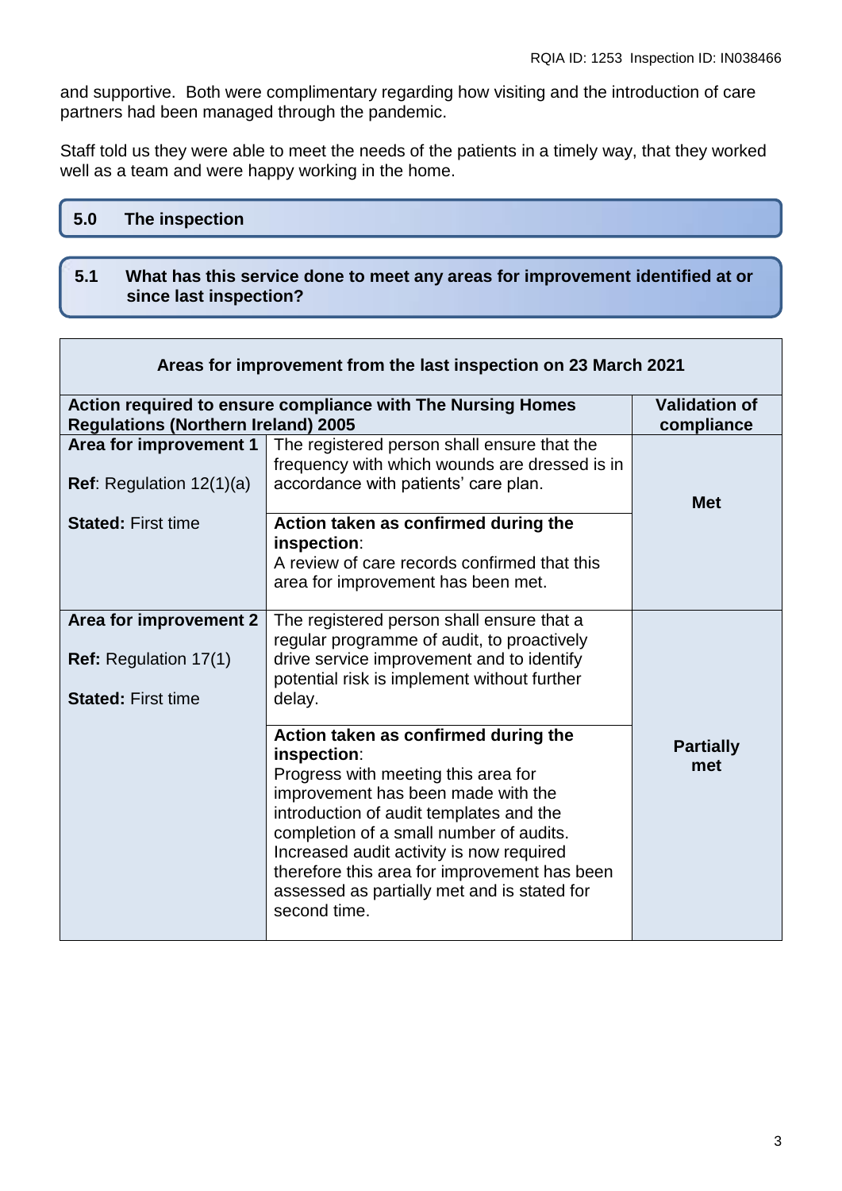and supportive. Both were complimentary regarding how visiting and the introduction of care partners had been managed through the pandemic.

Staff told us they were able to meet the needs of the patients in a timely way, that they worked well as a team and were happy working in the home.

## 5.0 The inspection

### 5.1 What has this service done to meet any areas for improvement identified at or since last inspection?

| Areas for improvement from the last inspection on 23 March 2021 | | |
|---|---|---|
| **Action required to ensure compliance with The Nursing Homes Regulations (Northern Ireland) 2005** | | **Validation of compliance** |
| **Area for improvement 1**<br><br>**Ref**: Regulation 12(1)(a)<br><br>**Stated:** First time | The registered person shall ensure that the frequency with which wounds are dressed is in accordance with patients' care plan.<br><br>**Action taken as confirmed during the inspection**:<br>A review of care records confirmed that this area for improvement has been met. | **Met** |
| **Area for improvement 2**<br><br>**Ref:** Regulation 17(1)<br><br>**Stated:** First time | The registered person shall ensure that a regular programme of audit, to proactively drive service improvement and to identify potential risk is implement without further delay.<br><br>**Action taken as confirmed during the inspection**:<br>Progress with meeting this area for improvement has been made with the introduction of audit templates and the completion of a small number of audits. Increased audit activity is now required therefore this area for improvement has been assessed as partially met and is stated for second time. | **Partially met** |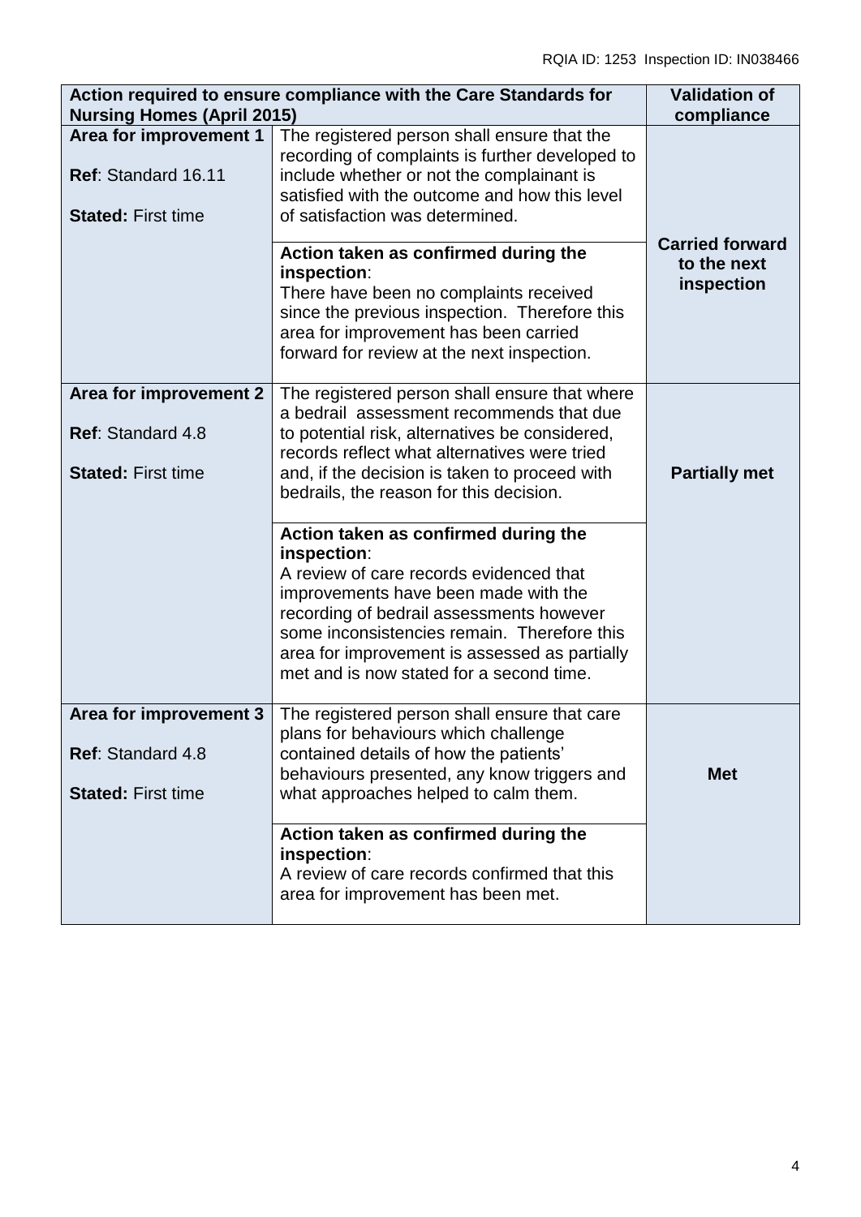| Action required to ensure compliance with the Care Standards for Nursing Homes (April 2015) | | Validation of compliance |
|---|---|---|
| **Area for improvement 1**<br><br>**Ref**: Standard 16.11<br><br>**Stated:** First time | The registered person shall ensure that the recording of complaints is further developed to include whether or not the complainant is satisfied with the outcome and how this level of satisfaction was determined.<br><br>**Action taken as confirmed during the inspection**:<br>There have been no complaints received since the previous inspection. Therefore this area for improvement has been carried forward for review at the next inspection. | **Carried forward to the next inspection** |
| **Area for improvement 2**<br><br>**Ref**: Standard 4.8<br><br>**Stated:** First time | The registered person shall ensure that where a bedrail assessment recommends that due to potential risk, alternatives be considered, records reflect what alternatives were tried and, if the decision is taken to proceed with bedrails, the reason for this decision.<br><br>**Action taken as confirmed during the inspection**:<br>A review of care records evidenced that improvements have been made with the recording of bedrail assessments however some inconsistencies remain. Therefore this area for improvement is assessed as partially met and is now stated for a second time. | **Partially met** |
| **Area for improvement 3**<br><br>**Ref**: Standard 4.8<br><br>**Stated:** First time | The registered person shall ensure that care plans for behaviours which challenge contained details of how the patients' behaviours presented, any know triggers and what approaches helped to calm them.<br><br>**Action taken as confirmed during the inspection**:<br>A review of care records confirmed that this area for improvement has been met. | **Met** |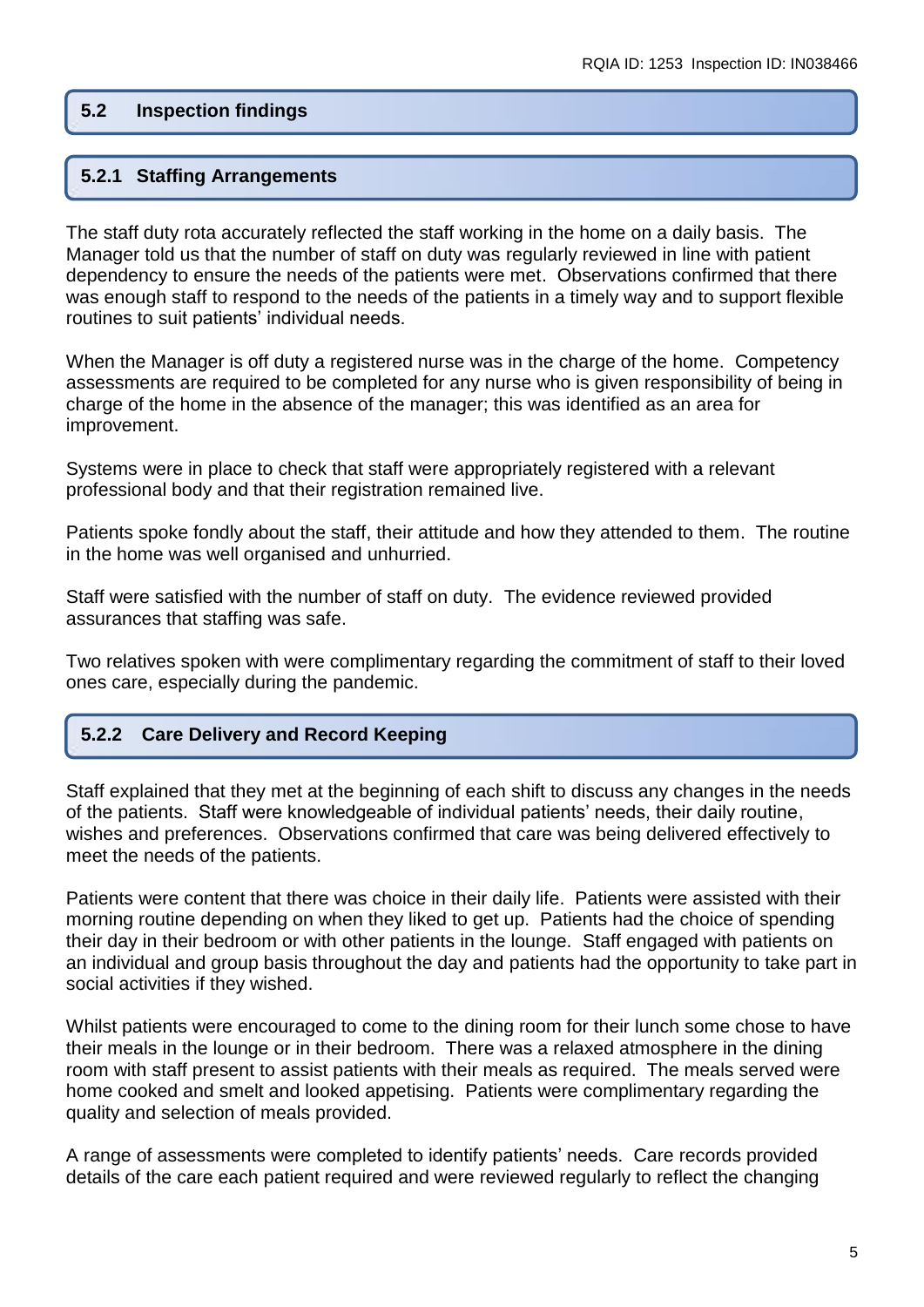## 5.2 Inspection findings

### 5.2.1 Staffing Arrangements

The staff duty rota accurately reflected the staff working in the home on a daily basis. The Manager told us that the number of staff on duty was regularly reviewed in line with patient dependency to ensure the needs of the patients were met. Observations confirmed that there was enough staff to respond to the needs of the patients in a timely way and to support flexible routines to suit patients' individual needs.

When the Manager is off duty a registered nurse was in the charge of the home. Competency assessments are required to be completed for any nurse who is given responsibility of being in charge of the home in the absence of the manager; this was identified as an area for improvement.

Systems were in place to check that staff were appropriately registered with a relevant professional body and that their registration remained live.

Patients spoke fondly about the staff, their attitude and how they attended to them. The routine in the home was well organised and unhurried.

Staff were satisfied with the number of staff on duty. The evidence reviewed provided assurances that staffing was safe.

Two relatives spoken with were complimentary regarding the commitment of staff to their loved ones care, especially during the pandemic.

### 5.2.2 Care Delivery and Record Keeping

Staff explained that they met at the beginning of each shift to discuss any changes in the needs of the patients. Staff were knowledgeable of individual patients' needs, their daily routine, wishes and preferences. Observations confirmed that care was being delivered effectively to meet the needs of the patients.

Patients were content that there was choice in their daily life. Patients were assisted with their morning routine depending on when they liked to get up. Patients had the choice of spending their day in their bedroom or with other patients in the lounge. Staff engaged with patients on an individual and group basis throughout the day and patients had the opportunity to take part in social activities if they wished.

Whilst patients were encouraged to come to the dining room for their lunch some chose to have their meals in the lounge or in their bedroom. There was a relaxed atmosphere in the dining room with staff present to assist patients with their meals as required. The meals served were home cooked and smelt and looked appetising. Patients were complimentary regarding the quality and selection of meals provided.

A range of assessments were completed to identify patients' needs. Care records provided details of the care each patient required and were reviewed regularly to reflect the changing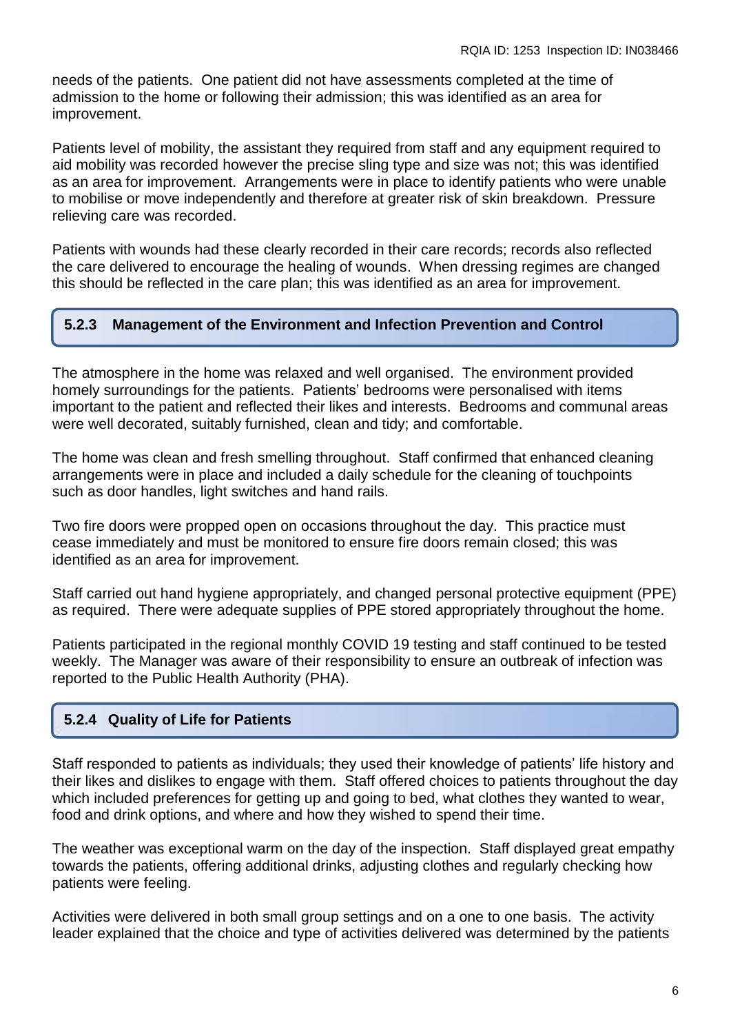needs of the patients. One patient did not have assessments completed at the time of admission to the home or following their admission; this was identified as an area for improvement.

Patients level of mobility, the assistant they required from staff and any equipment required to aid mobility was recorded however the precise sling type and size was not; this was identified as an area for improvement. Arrangements were in place to identify patients who were unable to mobilise or move independently and therefore at greater risk of skin breakdown. Pressure relieving care was recorded.

Patients with wounds had these clearly recorded in their care records; records also reflected the care delivered to encourage the healing of wounds. When dressing regimes are changed this should be reflected in the care plan; this was identified as an area for improvement.

### 5.2.3 Management of the Environment and Infection Prevention and Control

The atmosphere in the home was relaxed and well organised. The environment provided homely surroundings for the patients. Patients' bedrooms were personalised with items important to the patient and reflected their likes and interests. Bedrooms and communal areas were well decorated, suitably furnished, clean and tidy; and comfortable.

The home was clean and fresh smelling throughout. Staff confirmed that enhanced cleaning arrangements were in place and included a daily schedule for the cleaning of touchpoints such as door handles, light switches and hand rails.

Two fire doors were propped open on occasions throughout the day. This practice must cease immediately and must be monitored to ensure fire doors remain closed; this was identified as an area for improvement.

Staff carried out hand hygiene appropriately, and changed personal protective equipment (PPE) as required. There were adequate supplies of PPE stored appropriately throughout the home.

Patients participated in the regional monthly COVID 19 testing and staff continued to be tested weekly. The Manager was aware of their responsibility to ensure an outbreak of infection was reported to the Public Health Authority (PHA).

### 5.2.4 Quality of Life for Patients

Staff responded to patients as individuals; they used their knowledge of patients' life history and their likes and dislikes to engage with them. Staff offered choices to patients throughout the day which included preferences for getting up and going to bed, what clothes they wanted to wear, food and drink options, and where and how they wished to spend their time.

The weather was exceptional warm on the day of the inspection. Staff displayed great empathy towards the patients, offering additional drinks, adjusting clothes and regularly checking how patients were feeling.

Activities were delivered in both small group settings and on a one to one basis. The activity leader explained that the choice and type of activities delivered was determined by the patients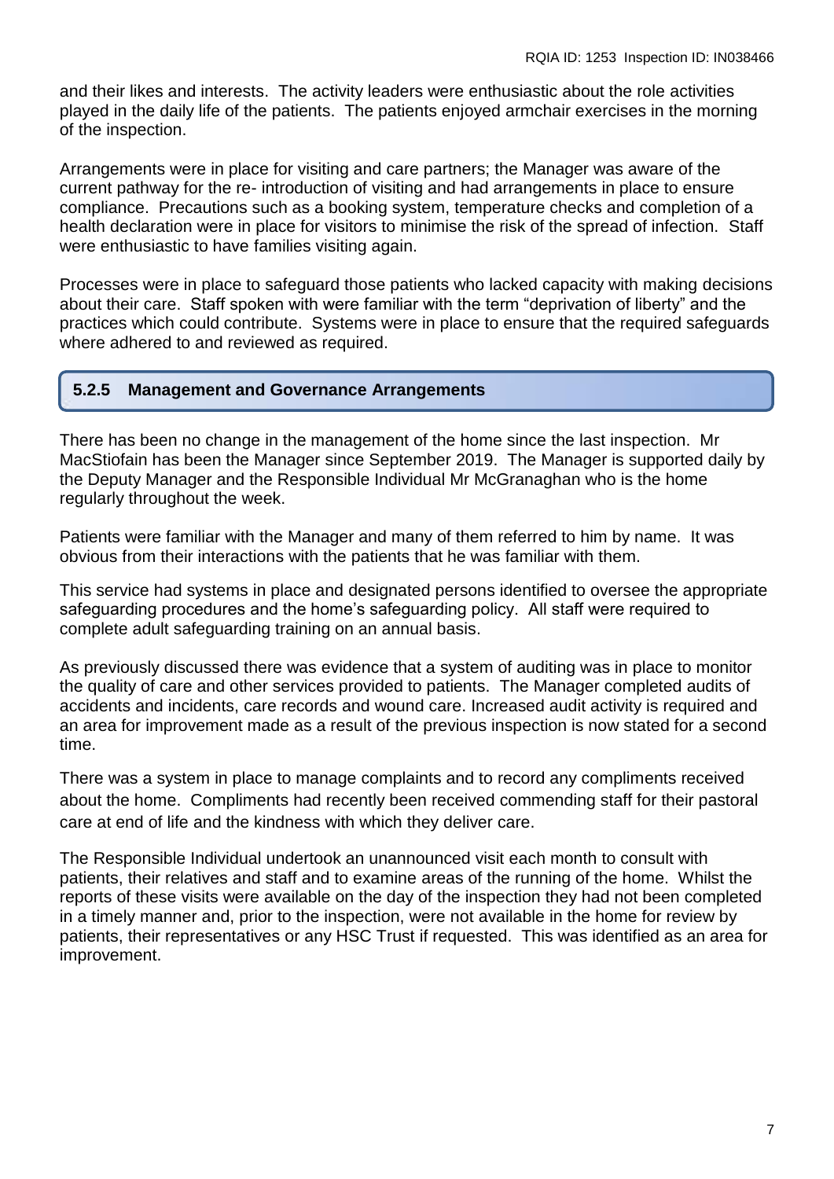and their likes and interests. The activity leaders were enthusiastic about the role activities played in the daily life of the patients. The patients enjoyed armchair exercises in the morning of the inspection.

Arrangements were in place for visiting and care partners; the Manager was aware of the current pathway for the re- introduction of visiting and had arrangements in place to ensure compliance. Precautions such as a booking system, temperature checks and completion of a health declaration were in place for visitors to minimise the risk of the spread of infection. Staff were enthusiastic to have families visiting again.

Processes were in place to safeguard those patients who lacked capacity with making decisions about their care. Staff spoken with were familiar with the term “deprivation of liberty” and the practices which could contribute. Systems were in place to ensure that the required safeguards where adhered to and reviewed as required.

### 5.2.5 Management and Governance Arrangements

There has been no change in the management of the home since the last inspection. Mr MacStiofain has been the Manager since September 2019. The Manager is supported daily by the Deputy Manager and the Responsible Individual Mr McGranaghan who is the home regularly throughout the week.

Patients were familiar with the Manager and many of them referred to him by name. It was obvious from their interactions with the patients that he was familiar with them.

This service had systems in place and designated persons identified to oversee the appropriate safeguarding procedures and the home’s safeguarding policy. All staff were required to complete adult safeguarding training on an annual basis.

As previously discussed there was evidence that a system of auditing was in place to monitor the quality of care and other services provided to patients. The Manager completed audits of accidents and incidents, care records and wound care. Increased audit activity is required and an area for improvement made as a result of the previous inspection is now stated for a second time.

There was a system in place to manage complaints and to record any compliments received about the home. Compliments had recently been received commending staff for their pastoral care at end of life and the kindness with which they deliver care.

The Responsible Individual undertook an unannounced visit each month to consult with patients, their relatives and staff and to examine areas of the running of the home. Whilst the reports of these visits were available on the day of the inspection they had not been completed in a timely manner and, prior to the inspection, were not available in the home for review by patients, their representatives or any HSC Trust if requested. This was identified as an area for improvement.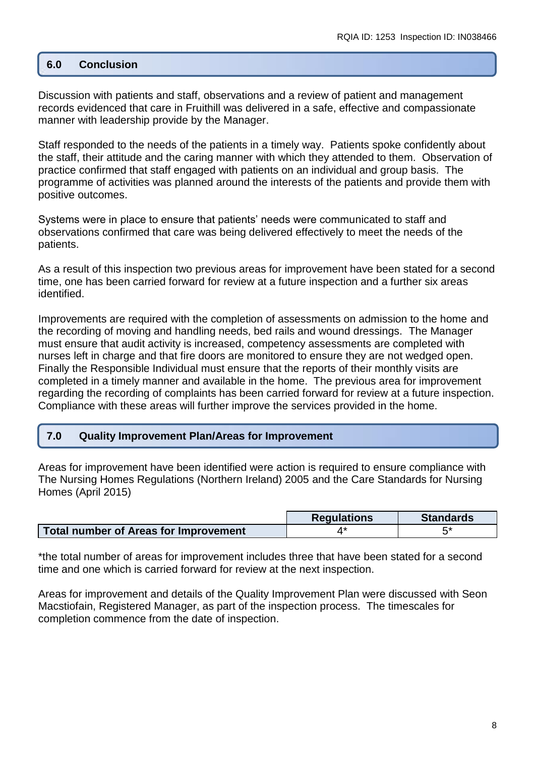## 6.0 Conclusion

Discussion with patients and staff, observations and a review of patient and management records evidenced that care in Fruithill was delivered in a safe, effective and compassionate manner with leadership provide by the Manager.

Staff responded to the needs of the patients in a timely way. Patients spoke confidently about the staff, their attitude and the caring manner with which they attended to them. Observation of practice confirmed that staff engaged with patients on an individual and group basis. The programme of activities was planned around the interests of the patients and provide them with positive outcomes.

Systems were in place to ensure that patients' needs were communicated to staff and observations confirmed that care was being delivered effectively to meet the needs of the patients.

As a result of this inspection two previous areas for improvement have been stated for a second time, one has been carried forward for review at a future inspection and a further six areas identified.

Improvements are required with the completion of assessments on admission to the home and the recording of moving and handling needs, bed rails and wound dressings. The Manager must ensure that audit activity is increased, competency assessments are completed with nurses left in charge and that fire doors are monitored to ensure they are not wedged open. Finally the Responsible Individual must ensure that the reports of their monthly visits are completed in a timely manner and available in the home. The previous area for improvement regarding the recording of complaints has been carried forward for review at a future inspection. Compliance with these areas will further improve the services provided in the home.

## 7.0 Quality Improvement Plan/Areas for Improvement

Areas for improvement have been identified were action is required to ensure compliance with The Nursing Homes Regulations (Northern Ireland) 2005 and the Care Standards for Nursing Homes (April 2015)

| | Regulations | Standards |
|---|---|---|
| **Total number of Areas for Improvement** | 4* | 5* |

*the total number of areas for improvement includes three that have been stated for a second time and one which is carried forward for review at the next inspection.

Areas for improvement and details of the Quality Improvement Plan were discussed with Seon Macstiofain, Registered Manager, as part of the inspection process. The timescales for completion commence from the date of inspection.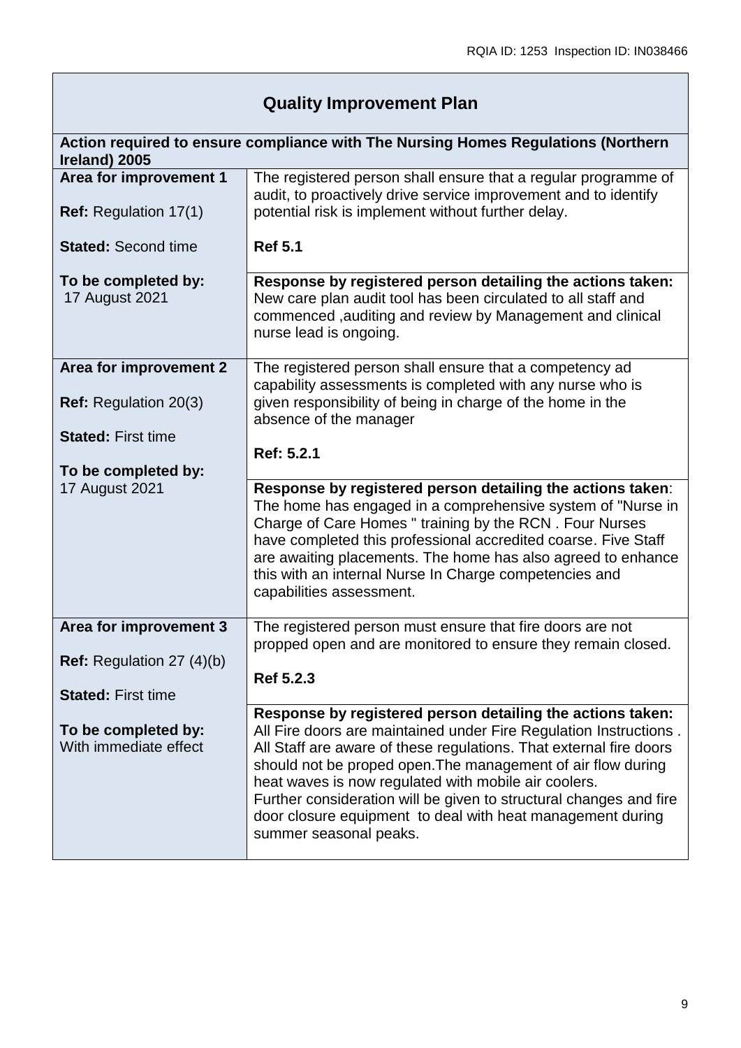## Quality Improvement Plan

**Action required to ensure compliance with The Nursing Homes Regulations (Northern Ireland) 2005**

| | |
|---|---|
| **Area for improvement 1**<br><br>**Ref:** Regulation 17(1)<br><br>**Stated:** Second time<br><br>**To be completed by:** 17 August 2021 | The registered person shall ensure that a regular programme of audit, to proactively drive service improvement and to identify potential risk is implement without further delay.<br><br>**Ref 5.1** |
| | **Response by registered person detailing the actions taken:**<br>New care plan audit tool has been circulated to all staff and commenced ,auditing and review by Management and clinical nurse lead is ongoing. |
| **Area for improvement 2**<br><br>**Ref:** Regulation 20(3)<br><br>**Stated:** First time<br><br>**To be completed by:** 17 August 2021 | The registered person shall ensure that a competency ad capability assessments is completed with any nurse who is given responsibility of being in charge of the home in the absence of the manager<br><br>**Ref: 5.2.1** |
| | **Response by registered person detailing the actions taken**:<br>The home has engaged in a comprehensive system of "Nurse in Charge of Care Homes " training by the RCN . Four Nurses have completed this professional accredited coarse. Five Staff are awaiting placements. The home has also agreed to enhance this with an internal Nurse In Charge competencies and capabilities assessment. |
| **Area for improvement 3**<br><br>**Ref:** Regulation 27 (4)(b)<br><br>**Stated:** First time<br><br>**To be completed by:** With immediate effect | The registered person must ensure that fire doors are not propped open and are monitored to ensure they remain closed.<br><br>**Ref 5.2.3** |
| | **Response by registered person detailing the actions taken:**<br>All Fire doors are maintained under Fire Regulation Instructions . All Staff are aware of these regulations. That external fire doors should not be proped open.The management of air flow during heat waves is now regulated with mobile air coolers.<br>Further consideration will be given to structural changes and fire door closure equipment to deal with heat management during summer seasonal peaks. |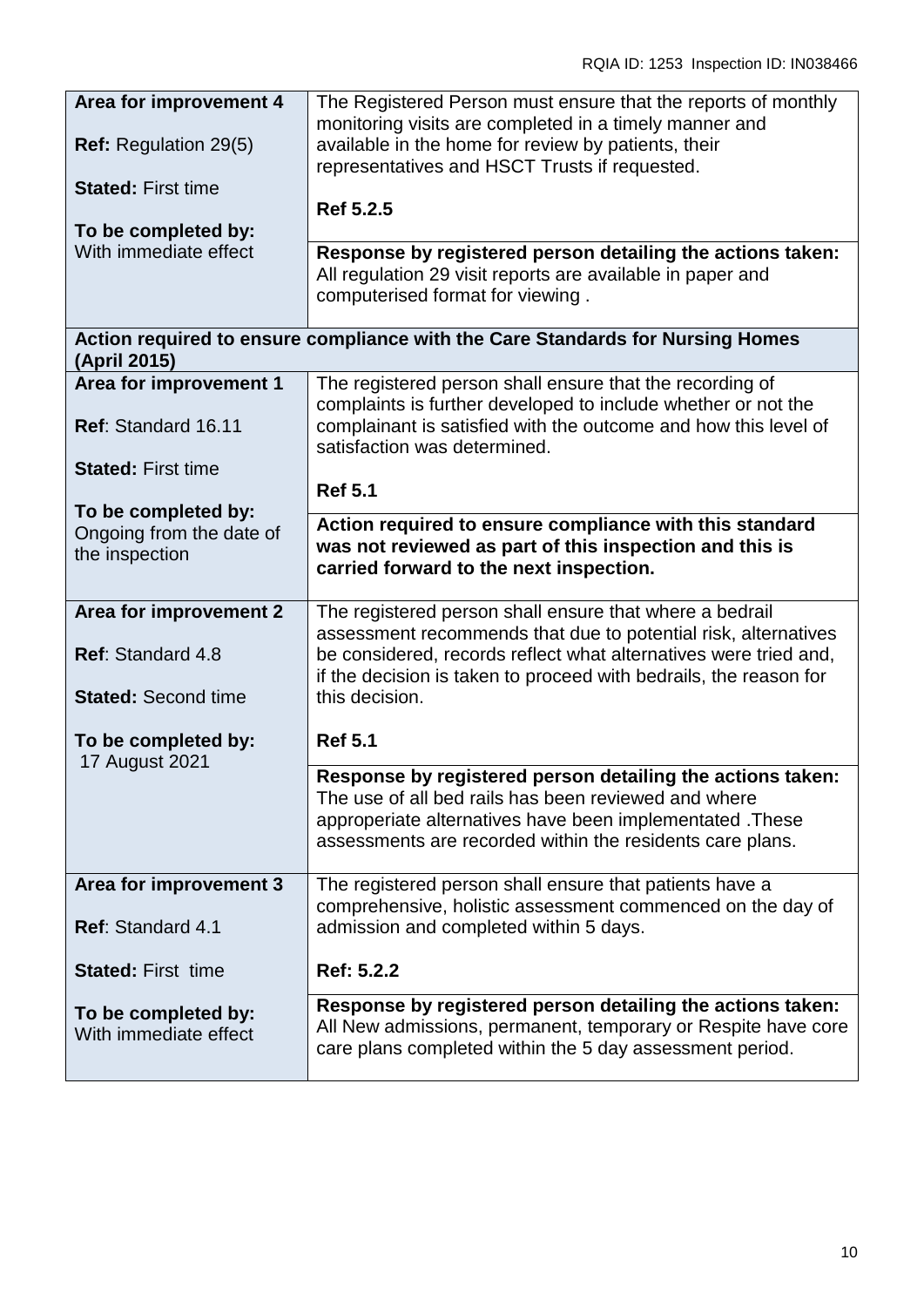| | |
|---|---|
| **Area for improvement 4**<br><br>**Ref:** Regulation 29(5)<br><br>**Stated:** First time<br><br>**To be completed by:** With immediate effect | The Registered Person must ensure that the reports of monthly monitoring visits are completed in a timely manner and available in the home for review by patients, their representatives and HSCT Trusts if requested.<br><br>**Ref 5.2.5** |
| | **Response by registered person detailing the actions taken:**<br>All regulation 29 visit reports are available in paper and computerised format for viewing . |
| **Action required to ensure compliance with the Care Standards for Nursing Homes (April 2015)** | |
| **Area for improvement 1**<br><br>**Ref**: Standard 16.11<br><br>**Stated:** First time<br><br>**To be completed by:** Ongoing from the date of the inspection | The registered person shall ensure that the recording of complaints is further developed to include whether or not the complainant is satisfied with the outcome and how this level of satisfaction was determined.<br><br>**Ref 5.1** |
| | **Action required to ensure compliance with this standard was not reviewed as part of this inspection and this is carried forward to the next inspection.** |
| **Area for improvement 2**<br><br>**Ref**: Standard 4.8<br><br>**Stated:** Second time<br><br>**To be completed by:** 17 August 2021 | The registered person shall ensure that where a bedrail assessment recommends that due to potential risk, alternatives be considered, records reflect what alternatives were tried and, if the decision is taken to proceed with bedrails, the reason for this decision.<br><br>**Ref 5.1** |
| | **Response by registered person detailing the actions taken:**<br>The use of all bed rails has been reviewed and where approperiate alternatives have been implementated .These assessments are recorded within the residents care plans. |
| **Area for improvement 3**<br><br>**Ref**: Standard 4.1<br><br>**Stated:** First time<br><br>**To be completed by:** With immediate effect | The registered person shall ensure that patients have a comprehensive, holistic assessment commenced on the day of admission and completed within 5 days.<br><br>**Ref: 5.2.2** |
| | **Response by registered person detailing the actions taken:**<br>All New admissions, permanent, temporary or Respite have core care plans completed within the 5 day assessment period. |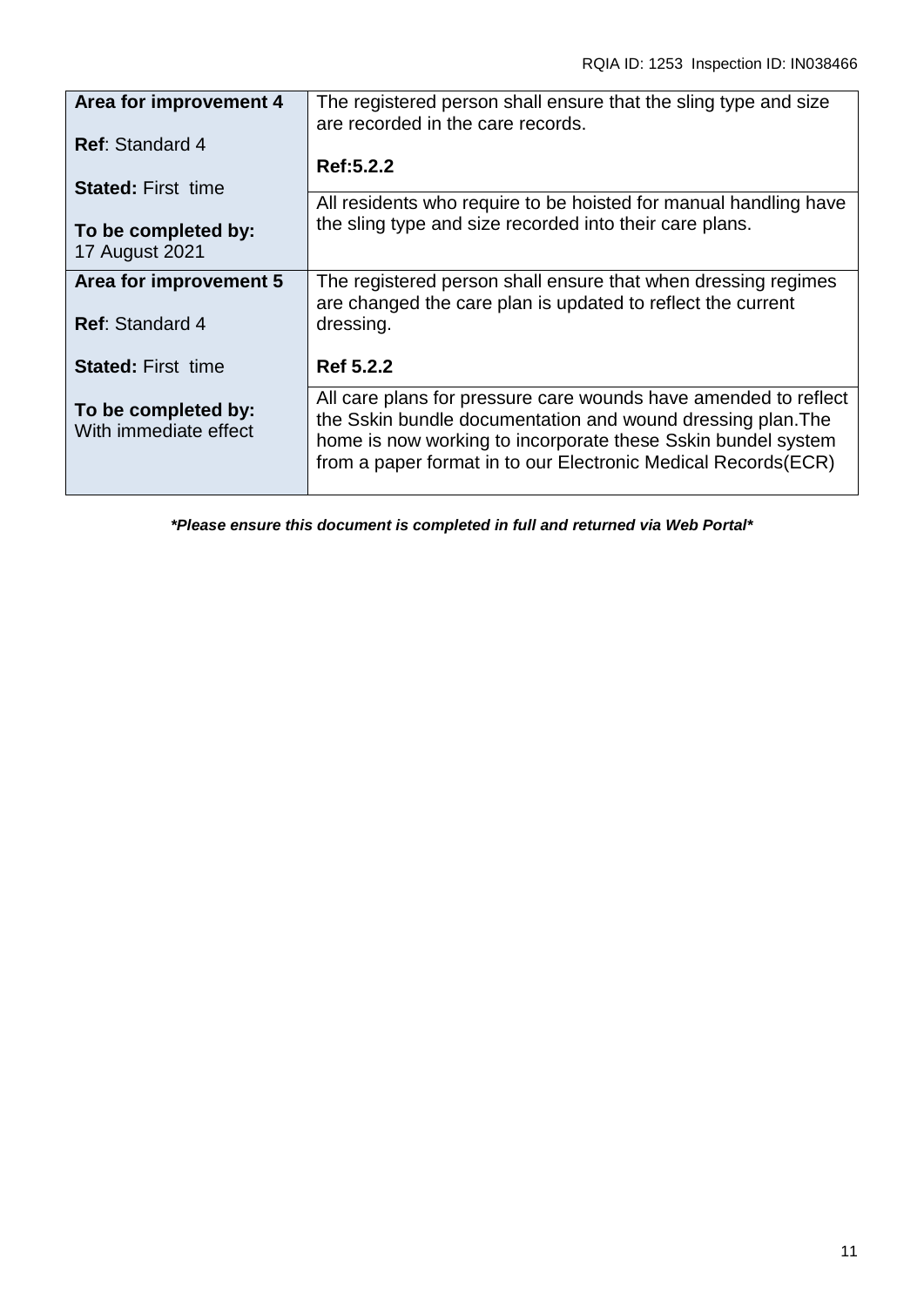| | |
|---|---|
| **Area for improvement 4**<br><br>**Ref**: Standard 4<br><br>**Stated:** First time<br><br>**To be completed by:**<br>17 August 2021 | The registered person shall ensure that the sling type and size are recorded in the care records.<br><br>**Ref:5.2.2** |
| | All residents who require to be hoisted for manual handling have the sling type and size recorded into their care plans. |
| **Area for improvement 5**<br><br>**Ref**: Standard 4<br><br>**Stated:** First time<br><br>**To be completed by:**<br>With immediate effect | The registered person shall ensure that when dressing regimes are changed the care plan is updated to reflect the current dressing.<br><br>**Ref 5.2.2** |
| | All care plans for pressure care wounds have amended to reflect the Sskin bundle documentation and wound dressing plan.The home is now working to incorporate these Sskin bundel system from a paper format in to our Electronic Medical Records(ECR) |

***Please ensure this document is completed in full and returned via Web Portal***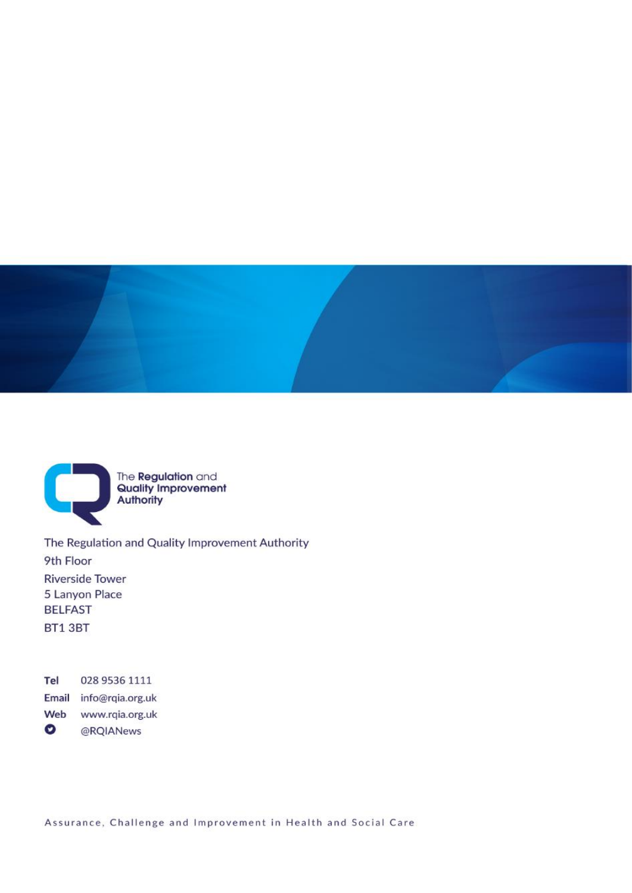The Regulation and Quality Improvement Authority

The Regulation and Quality Improvement Authority
9th Floor
Riverside Tower
5 Lanyon Place
BELFAST
BT1 3BT

**Tel** 028 9536 1111
**Email** info@rqia.org.uk
**Web** www.rqia.org.uk
@RQIANews

Assurance, Challenge and Improvement in Health and Social Care